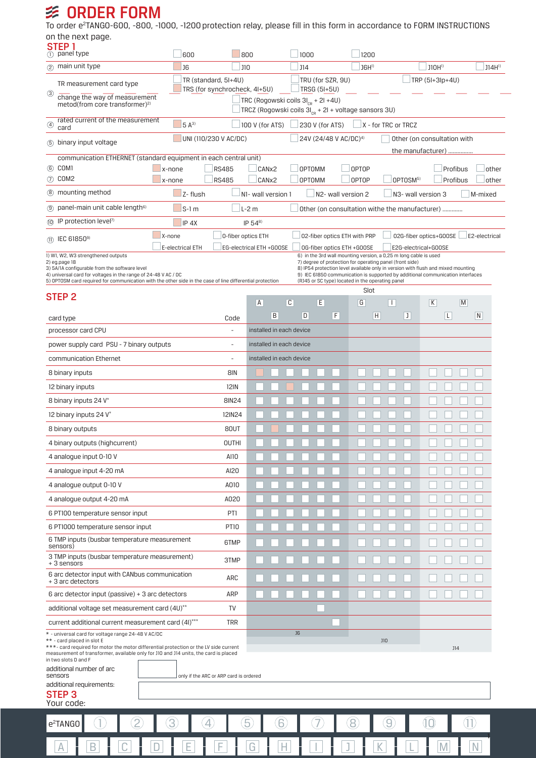# ORDER FORM

To order $e^2$TANGO-600, -800, -1000, -1200 protection relay, please fill in this form in accordance to FORM INSTRUCTIONS on the next page.

## STEP 1

| | | | | | | |
|---|---|---|---|---|---|---|
| ① panel type | 600 | 800 | 1000 | 1200 | | |
| ② main unit type | J6 | J10 | J14 | J6H[1] | J10H[1] | J14H[1] |
| ③ TR measurement card type | TR (standard, 5I+4U) | TRU (for SZR, 9U) | TRP (5I+3Ip+4U) | | | |
| | TRS (for synchrocheck, 4I+5U) | TRSG (5I+5U) | | | | |
| change the way of measurement metod(from core transformer)[2] | TRC (Rogowski coils $3I_{CR}$ + 2I +4U) | | | | | |
| | TRCZ (Rogowski coils $3I_{CR}$ + 2I + voltage sensors 3U) | | | | | |
| ④ rated current of the measurement card | 5 A[3] | 100 V (for ATS) | 230 V (for ATS) | X - for TRC or TRCZ | | |
| ⑤ binary input voltage | UNI (110/230 V AC/DC) | 24V (24/48 V AC/DC)[4] | Other (on consultation with the manufacturer) ................ | | | |

communication ETHERNET (standard equipment in each central unit)

| | | | | | | | | |
|---|---|---|---|---|---|---|---|---|
| ⑥ COM1 | x-none | RS485 | CANx2 | OPTOMM | OPTOP | | Profibus | other |
| ⑦ COM2 | x-none | RS485 | CANx2 | OPTOMM | OPTOP | OPTOSM[5] | Profibus | other |
| ⑧ mounting method | Z- flush | N1- wall version 1 | N2- wall version 2 | N3- wall version 3 | M-mixed | | | |
| ⑨ panel-main unit cable length[6] | S-1 m | L-2 m | Other (on consultation withe the manufacturer) ............ | | | | | |
| ⑩ IP protection level[7] | IP 4X | IP 54[8] | | | | | | |
| ⑪ IEC 61850[9] | X-none | 0-fiber optics ETH | 02-fiber optics ETH with PRP | 02G-fiber optics+GOOSE | E2-electrical | | | |
| | E-electrical ETH | EG-electrical ETH +GOOSE | 0G-fiber optics ETH +GOOSE | E2G-electrical+GOOSE | | | | |

1) W1, W2, W3 strengthened outputs
2) eg.page 18
3) 5A/1A configurable from the software level
4) universal card for voltages in the range of 24-48 V AC / DC
5) OPTOSM card required for communication with the other side in the case of line differential protection
6) in the 3rd wall mounting version, a 0,25 m long cable is used
7) degree of protection for operating panel (front side)
8) IP54 protection level available only in version with flush and mixed mounting
9) IEC 61850 communication is supported by additional communication interfaces (RJ45 or SC type) located in the operating panel

## STEP 2

| card type | Code | A | B | C | D | E | F | G | H | I | J | K | L | M | N |
|---|---|---|---|---|---|---|---|---|---|---|---|---|---|---|---|
| processor card CPU | - | installed in each device | | | | | | | | | | | | | |
| power supply card PSU - 7 binary outputs | - | installed in each device | | | | | | | | | | | | | |
| communication Ethernet | - | installed in each device | | | | | | | | | | | | | |
| 8 binary inputs | 8IN | ☐ | ☐ | ☐ | ☐ | ☐ | ☐ | ☐ | ☐ | ☐ | ☐ | ☐ | ☐ | ☐ | ☐ |
| 12 binary inputs | 12IN | ☐ | ☐ | ☐ | ☐ | ☐ | ☐ | ☐ | ☐ | ☐ | ☐ | ☐ | ☐ | ☐ | ☐ |
| 8 binary inputs 24 V* | 8IN24 | ☐ | ☐ | ☐ | ☐ | ☐ | ☐ | ☐ | ☐ | ☐ | ☐ | ☐ | ☐ | ☐ | ☐ |
| 12 binary inputs 24 V* | 12IN24 | ☐ | ☐ | ☐ | ☐ | ☐ | ☐ | ☐ | ☐ | ☐ | ☐ | ☐ | ☐ | ☐ | ☐ |
| 8 binary outputs | 8OUT | ☐ | ☐ | ☐ | ☐ | ☐ | ☐ | ☐ | ☐ | ☐ | ☐ | ☐ | ☐ | ☐ | ☐ |
| 4 binary outputs (highcurrent) | OUTHI | ☐ | ☐ | ☐ | ☐ | ☐ | ☐ | ☐ | ☐ | ☐ | ☐ | ☐ | ☐ | ☐ | ☐ |
| 4 analogue input 0-10 V | AI10 | ☐ | ☐ | ☐ | ☐ | ☐ | ☐ | ☐ | ☐ | ☐ | ☐ | ☐ | ☐ | ☐ | ☐ |
| 4 analogue input 4-20 mA | AI20 | ☐ | ☐ | ☐ | ☐ | ☐ | ☐ | ☐ | ☐ | ☐ | ☐ | ☐ | ☐ | ☐ | ☐ |
| 4 analogue output 0-10 V | AO10 | ☐ | ☐ | ☐ | ☐ | ☐ | ☐ | ☐ | ☐ | ☐ | ☐ | ☐ | ☐ | ☐ | ☐ |
| 4 analogue output 4-20 mA | AO20 | ☐ | ☐ | ☐ | ☐ | ☐ | ☐ | ☐ | ☐ | ☐ | ☐ | ☐ | ☐ | ☐ | ☐ |
| 6 PT100 temperature sensor input | PT1 | ☐ | ☐ | ☐ | ☐ | ☐ | ☐ | ☐ | ☐ | ☐ | ☐ | ☐ | ☐ | ☐ | ☐ |
| 6 PT1000 temperature sensor input | PT10 | ☐ | ☐ | ☐ | ☐ | ☐ | ☐ | ☐ | ☐ | ☐ | ☐ | ☐ | ☐ | ☐ | ☐ |
| 6 TMP inputs (busbar temperature measurement sensors) | 6TMP | ☐ | ☐ | ☐ | ☐ | ☐ | ☐ | ☐ | ☐ | ☐ | ☐ | ☐ | ☐ | ☐ | ☐ |
| 3 TMP inputs (busbar temperature measurement) + 3 sensors | 3TMP | ☐ | ☐ | ☐ | ☐ | ☐ | ☐ | ☐ | ☐ | ☐ | ☐ | ☐ | ☐ | ☐ | ☐ |
| 6 arc detector input with CANbus communication + 3 arc detectors | ARC | ☐ | ☐ | ☐ | ☐ | ☐ | ☐ | ☐ | ☐ | ☐ | ☐ | ☐ | ☐ | ☐ | ☐ |
| 6 arc detector input (passive) + 3 arc detectors | ARP | ☐ | ☐ | ☐ | ☐ | ☐ | ☐ | ☐ | ☐ | ☐ | ☐ | ☐ | ☐ | ☐ | ☐ |
| additional voltage set measurement card (4U)** | TV | | | | | ☐ | | | | | | | | | |
| current additional current measurement card (4I)*** | TRR | | | | | | ☐ | | | | | | | | |
| | | J6 | | | | | | J10 | | | | J14 | | | |

\* - universal card for voltage range 24-48 V AC/DC
\*\* - card placed in slot E
\*\*\* - card required for motor the motor differential protection or the LV side current measurement of transformer, available only for J10 and J14 units, the card is placed in two slots D and F

additional number of arc sensors: ______ only if the ARC or ARP card is ordered

additional requirements: ______

## STEP 3

Your code:

| $e^2$TANGO | ① | ② | ③ | ④ | ⑤ | ⑥ | ⑦ | ⑧ | ⑨ | ⑩ | ⑪ | | |
|---|---|---|---|---|---|---|---|---|---|---|---|---|---|
| A | B | C | D | E | F | G | H | I | J | K | L | M | N |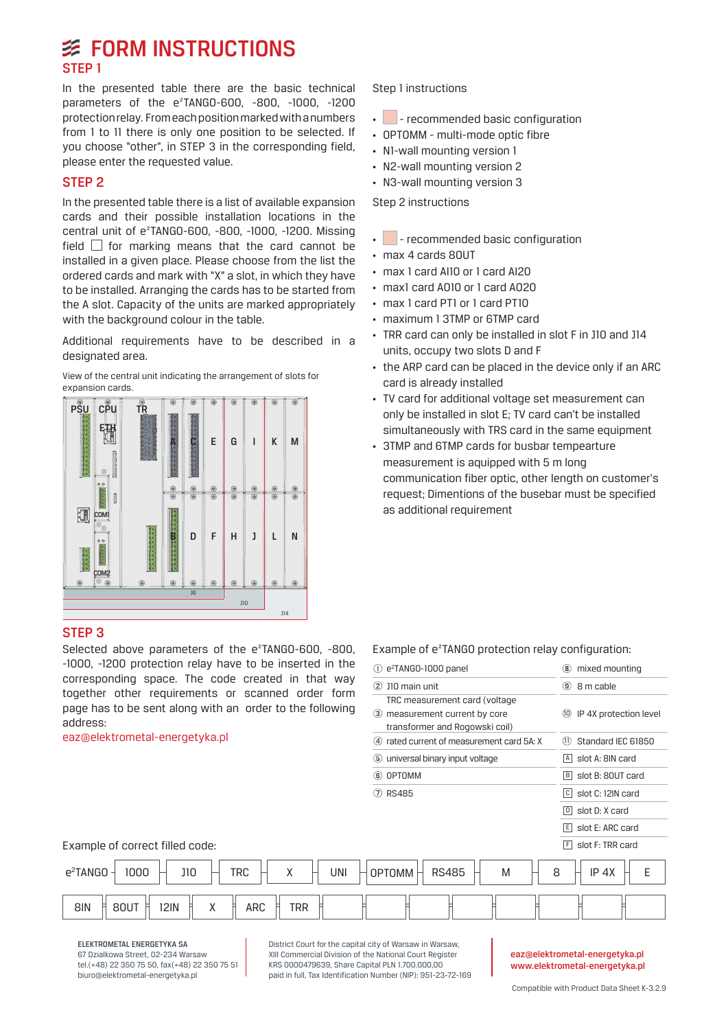# FORM INSTRUCTIONS

## STEP 1

In the presented table there are the basic technical parameters of the e²TANGO-600, -800, -1000, -1200 protection relay. From each position marked with a numbers from 1 to 11 there is only one position to be selected. If you choose "other", in STEP 3 in the corresponding field, please enter the requested value.

## STEP 2

In the presented table there is a list of available expansion cards and their possible installation locations in the central unit of e²TANGO-600, -800, -1000, -1200. Missing field ☐ for marking means that the card cannot be installed in a given place. Please choose from the list the ordered cards and mark with "X" a slot, in which they have to be installed. Arranging the cards has to be started from the A slot. Capacity of the units are marked appropriately with the background colour in the table.

Additional requirements have to be described in a designated area.

View of the central unit indicating the arrangement of slots for expansion cards.

PSU CPU TR
ETH
COM1
COM2
A C E G I K M
B D F H J L N
J6
J10
J14

Step 1 instructions

- ☐ - recommended basic configuration
- OPTOMM - multi-mode optic fibre
- N1-wall mounting version 1
- N2-wall mounting version 2
- N3-wall mounting version 3

Step 2 instructions

- ☐ - recommended basic configuration
- max 4 cards 8OUT
- max 1 card AI10 or 1 card AI20
- max1 card AO10 or 1 card AO20
- max 1 card PT1 or 1 card PT10
- maximum 1 3TMP or 6TMP card
- TRR card can only be installed in slot F in J10 and J14 units, occupy two slots D and F
- the ARP card can be placed in the device only if an ARC card is already installed
- TV card for additional voltage set measurement can only be installed in slot E; TV card can't be installed simultaneously with TRS card in the same equipment
- 3TMP and 6TMP cards for busbar tempearture measurement is aquipped with 5 m long communication fiber optic, other length on customer's request; Dimentions of the busbar must be specified as additional requirement

## STEP 3

Selected above parameters of the e²TANGO-600, -800, -1000, -1200 protection relay have to be inserted in the corresponding space. The code created in that way together other requirements or scanned order form page has to be sent along with an order to the following address:
eaz@elektrometal-energetyka.pl

Example of e²TANGO protection relay configuration:

| | |
|---|---|
| ① e²TANGO-1000 panel | ⑧ mixed mounting |
| ② J10 main unit | ⑨ 8 m cable |
| ③ TRC measurement card (voltage measurement current by core transformer and Rogowski coil) | ⑩ IP 4X protection level |
| ④ rated current of measurement card 5A: X | ⑪ Standard IEC 61850 |
| ⑤ universal binary input voltage | A slot A: 8IN card |
| ⑥ OPTOMM | B slot B: 8OUT card |
| ⑦ RS485 | C slot C: 12IN card |
| | D slot D: X card |
| | E slot E: ARC card |
| | F slot F: TRR card |

Example of correct filled code:

| e²TANGO | 1000 | J10 | TRC | X | UNI | OPTOMM | RS485 | M | 8 | IP 4X | E |
|---|---|---|---|---|---|---|---|---|---|---|---|
| 8IN | 8OUT | 12IN | X | ARC | TRR | | | | | | |

**ELEKTROMETAL ENERGETYKA SA**
67 Dzialkowa Street, 02-234 Warsaw
tel.(+48) 22 350 75 50, fax(+48) 22 350 75 51
biuro@elektrometal-energetyka.pl

District Court for the capital city of Warsaw in Warsaw,
XIII Commercial Division of the National Court Register
KRS 0000479639, Share Capital PLN 1.700.000,00
paid in full, Tax Identification Number (NIP): 951-23-72-169

eaz@elektrometal-energetyka.pl
www.elektrometal-energetyka.pl

Compatible with Product Data Sheet K-3.2.9